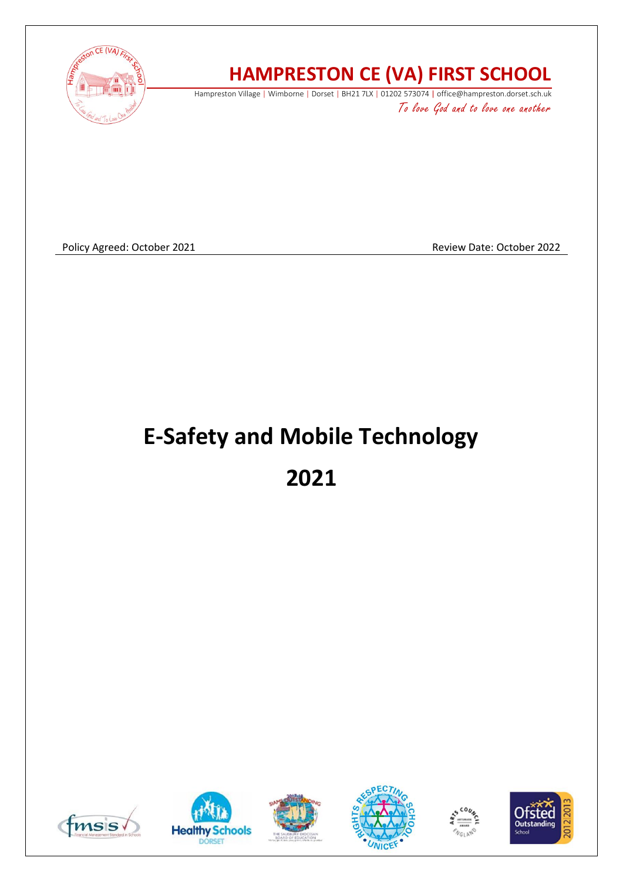# HAMPRESTON CE (VA) FIRST SCHOOL

Hampreston Village | Wimborne | Dorset | BH21 7LX | 01202 573074 | office@hampreston.dorset.sch.uk

*To love God and to love one another*

Policy Agreed: October 2021 Review Date: October 2022

# E-Safety and Mobile Technology

# 2021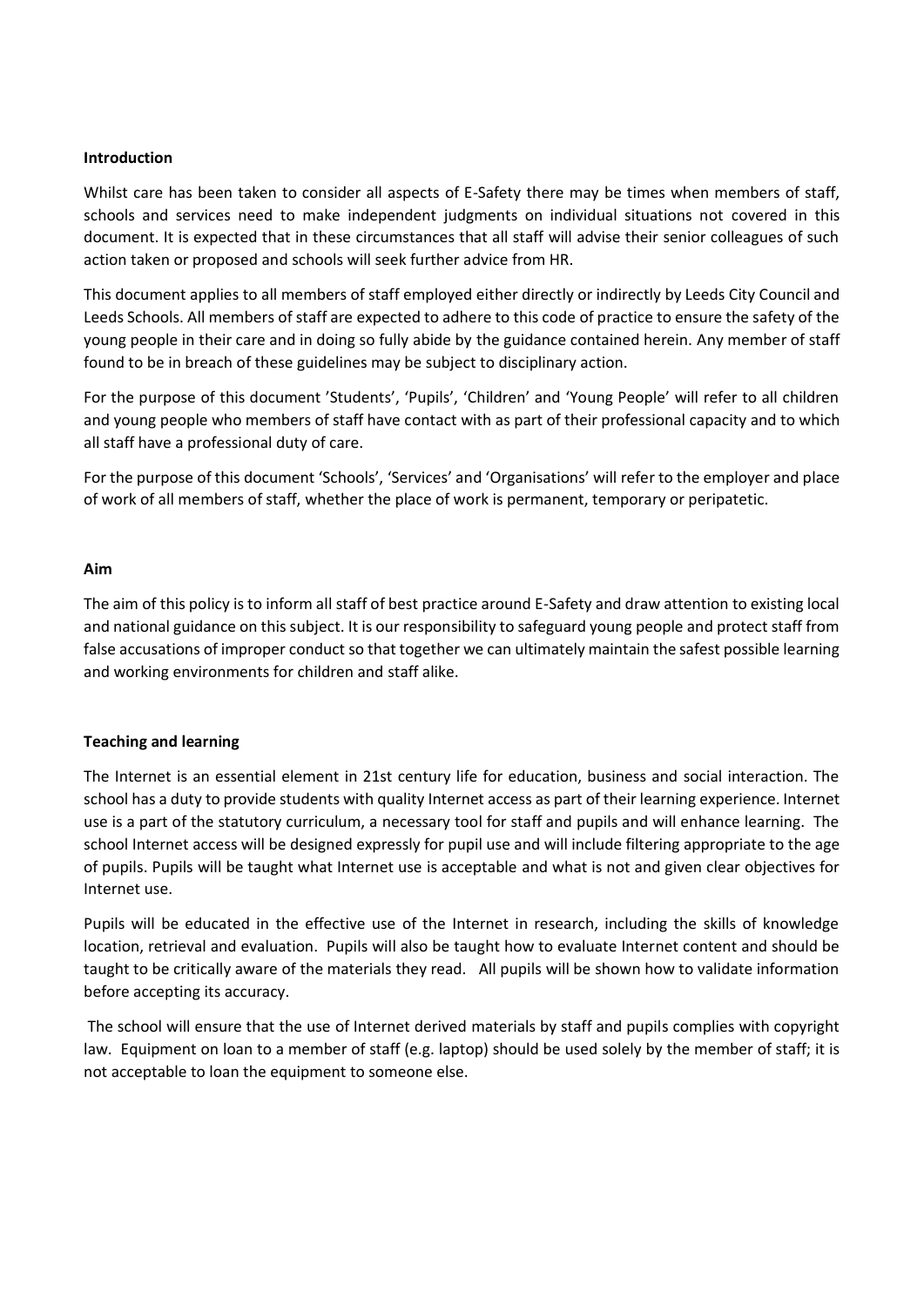**Introduction**

Whilst care has been taken to consider all aspects of E-Safety there may be times when members of staff, schools and services need to make independent judgments on individual situations not covered in this document. It is expected that in these circumstances that all staff will advise their senior colleagues of such action taken or proposed and schools will seek further advice from HR.

This document applies to all members of staff employed either directly or indirectly by Leeds City Council and Leeds Schools. All members of staff are expected to adhere to this code of practice to ensure the safety of the young people in their care and in doing so fully abide by the guidance contained herein. Any member of staff found to be in breach of these guidelines may be subject to disciplinary action.

For the purpose of this document 'Students', 'Pupils', 'Children' and 'Young People' will refer to all children and young people who members of staff have contact with as part of their professional capacity and to which all staff have a professional duty of care.

For the purpose of this document 'Schools', 'Services' and 'Organisations' will refer to the employer and place of work of all members of staff, whether the place of work is permanent, temporary or peripatetic.

**Aim**

The aim of this policy is to inform all staff of best practice around E-Safety and draw attention to existing local and national guidance on this subject. It is our responsibility to safeguard young people and protect staff from false accusations of improper conduct so that together we can ultimately maintain the safest possible learning and working environments for children and staff alike.

**Teaching and learning**

The Internet is an essential element in 21st century life for education, business and social interaction. The school has a duty to provide students with quality Internet access as part of their learning experience. Internet use is a part of the statutory curriculum, a necessary tool for staff and pupils and will enhance learning. The school Internet access will be designed expressly for pupil use and will include filtering appropriate to the age of pupils. Pupils will be taught what Internet use is acceptable and what is not and given clear objectives for Internet use.

Pupils will be educated in the effective use of the Internet in research, including the skills of knowledge location, retrieval and evaluation. Pupils will also be taught how to evaluate Internet content and should be taught to be critically aware of the materials they read. All pupils will be shown how to validate information before accepting its accuracy.

The school will ensure that the use of Internet derived materials by staff and pupils complies with copyright law. Equipment on loan to a member of staff (e.g. laptop) should be used solely by the member of staff; it is not acceptable to loan the equipment to someone else.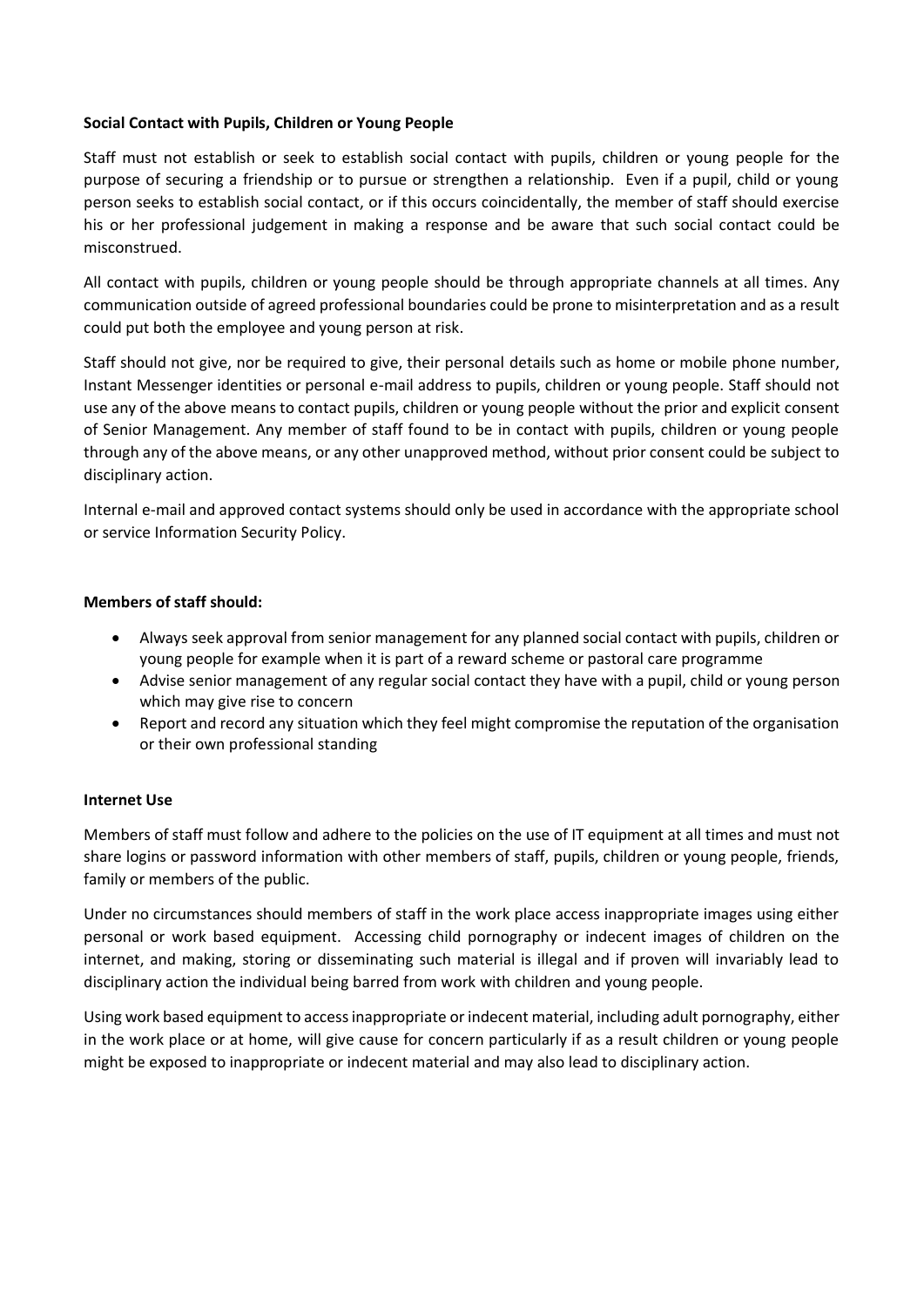**Social Contact with Pupils, Children or Young People**

Staff must not establish or seek to establish social contact with pupils, children or young people for the purpose of securing a friendship or to pursue or strengthen a relationship. Even if a pupil, child or young person seeks to establish social contact, or if this occurs coincidentally, the member of staff should exercise his or her professional judgement in making a response and be aware that such social contact could be misconstrued.

All contact with pupils, children or young people should be through appropriate channels at all times. Any communication outside of agreed professional boundaries could be prone to misinterpretation and as a result could put both the employee and young person at risk.

Staff should not give, nor be required to give, their personal details such as home or mobile phone number, Instant Messenger identities or personal e-mail address to pupils, children or young people. Staff should not use any of the above means to contact pupils, children or young people without the prior and explicit consent of Senior Management. Any member of staff found to be in contact with pupils, children or young people through any of the above means, or any other unapproved method, without prior consent could be subject to disciplinary action.

Internal e-mail and approved contact systems should only be used in accordance with the appropriate school or service Information Security Policy.

**Members of staff should:**

- Always seek approval from senior management for any planned social contact with pupils, children or young people for example when it is part of a reward scheme or pastoral care programme
- Advise senior management of any regular social contact they have with a pupil, child or young person which may give rise to concern
- Report and record any situation which they feel might compromise the reputation of the organisation or their own professional standing

**Internet Use**

Members of staff must follow and adhere to the policies on the use of IT equipment at all times and must not share logins or password information with other members of staff, pupils, children or young people, friends, family or members of the public.

Under no circumstances should members of staff in the work place access inappropriate images using either personal or work based equipment. Accessing child pornography or indecent images of children on the internet, and making, storing or disseminating such material is illegal and if proven will invariably lead to disciplinary action the individual being barred from work with children and young people.

Using work based equipment to access inappropriate or indecent material, including adult pornography, either in the work place or at home, will give cause for concern particularly if as a result children or young people might be exposed to inappropriate or indecent material and may also lead to disciplinary action.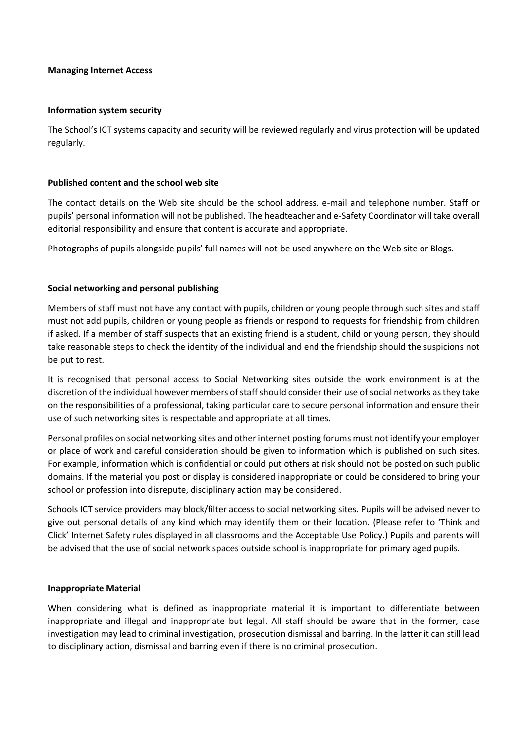## Managing Internet Access

### Information system security

The School's ICT systems capacity and security will be reviewed regularly and virus protection will be updated regularly.

### Published content and the school web site

The contact details on the Web site should be the school address, e-mail and telephone number. Staff or pupils' personal information will not be published. The headteacher and e-Safety Coordinator will take overall editorial responsibility and ensure that content is accurate and appropriate.

Photographs of pupils alongside pupils' full names will not be used anywhere on the Web site or Blogs.

### Social networking and personal publishing

Members of staff must not have any contact with pupils, children or young people through such sites and staff must not add pupils, children or young people as friends or respond to requests for friendship from children if asked. If a member of staff suspects that an existing friend is a student, child or young person, they should take reasonable steps to check the identity of the individual and end the friendship should the suspicions not be put to rest.

It is recognised that personal access to Social Networking sites outside the work environment is at the discretion of the individual however members of staff should consider their use of social networks as they take on the responsibilities of a professional, taking particular care to secure personal information and ensure their use of such networking sites is respectable and appropriate at all times.

Personal profiles on social networking sites and other internet posting forums must not identify your employer or place of work and careful consideration should be given to information which is published on such sites. For example, information which is confidential or could put others at risk should not be posted on such public domains. If the material you post or display is considered inappropriate or could be considered to bring your school or profession into disrepute, disciplinary action may be considered.

Schools ICT service providers may block/filter access to social networking sites. Pupils will be advised never to give out personal details of any kind which may identify them or their location. (Please refer to 'Think and Click' Internet Safety rules displayed in all classrooms and the Acceptable Use Policy.) Pupils and parents will be advised that the use of social network spaces outside school is inappropriate for primary aged pupils.

### Inappropriate Material

When considering what is defined as inappropriate material it is important to differentiate between inappropriate and illegal and inappropriate but legal. All staff should be aware that in the former, case investigation may lead to criminal investigation, prosecution dismissal and barring. In the latter it can still lead to disciplinary action, dismissal and barring even if there is no criminal prosecution.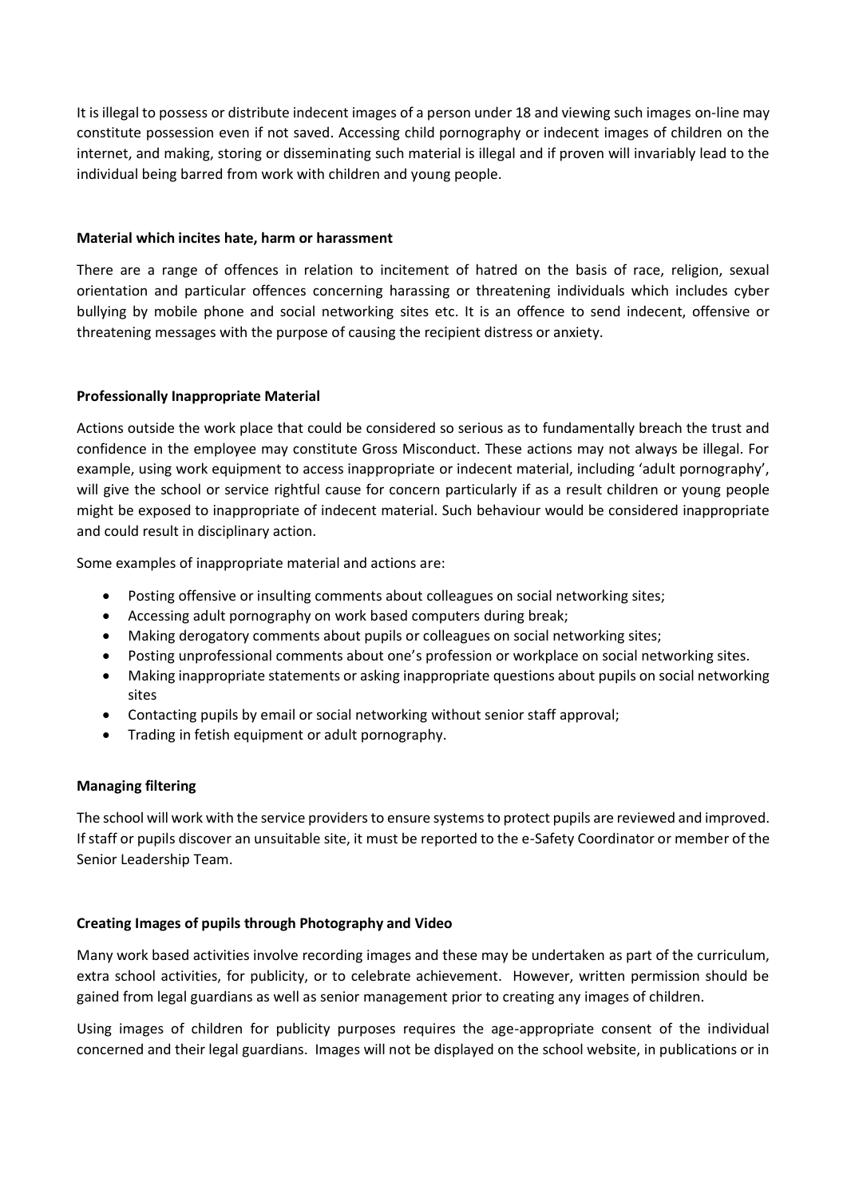It is illegal to possess or distribute indecent images of a person under 18 and viewing such images on-line may constitute possession even if not saved. Accessing child pornography or indecent images of children on the internet, and making, storing or disseminating such material is illegal and if proven will invariably lead to the individual being barred from work with children and young people.

**Material which incites hate, harm or harassment**

There are a range of offences in relation to incitement of hatred on the basis of race, religion, sexual orientation and particular offences concerning harassing or threatening individuals which includes cyber bullying by mobile phone and social networking sites etc. It is an offence to send indecent, offensive or threatening messages with the purpose of causing the recipient distress or anxiety.

**Professionally Inappropriate Material**

Actions outside the work place that could be considered so serious as to fundamentally breach the trust and confidence in the employee may constitute Gross Misconduct. These actions may not always be illegal. For example, using work equipment to access inappropriate or indecent material, including 'adult pornography', will give the school or service rightful cause for concern particularly if as a result children or young people might be exposed to inappropriate of indecent material. Such behaviour would be considered inappropriate and could result in disciplinary action.

Some examples of inappropriate material and actions are:

- Posting offensive or insulting comments about colleagues on social networking sites;
- Accessing adult pornography on work based computers during break;
- Making derogatory comments about pupils or colleagues on social networking sites;
- Posting unprofessional comments about one's profession or workplace on social networking sites.
- Making inappropriate statements or asking inappropriate questions about pupils on social networking sites
- Contacting pupils by email or social networking without senior staff approval;
- Trading in fetish equipment or adult pornography.

**Managing filtering**

The school will work with the service providers to ensure systems to protect pupils are reviewed and improved. If staff or pupils discover an unsuitable site, it must be reported to the e-Safety Coordinator or member of the Senior Leadership Team.

**Creating Images of pupils through Photography and Video**

Many work based activities involve recording images and these may be undertaken as part of the curriculum, extra school activities, for publicity, or to celebrate achievement. However, written permission should be gained from legal guardians as well as senior management prior to creating any images of children.

Using images of children for publicity purposes requires the age-appropriate consent of the individual concerned and their legal guardians. Images will not be displayed on the school website, in publications or in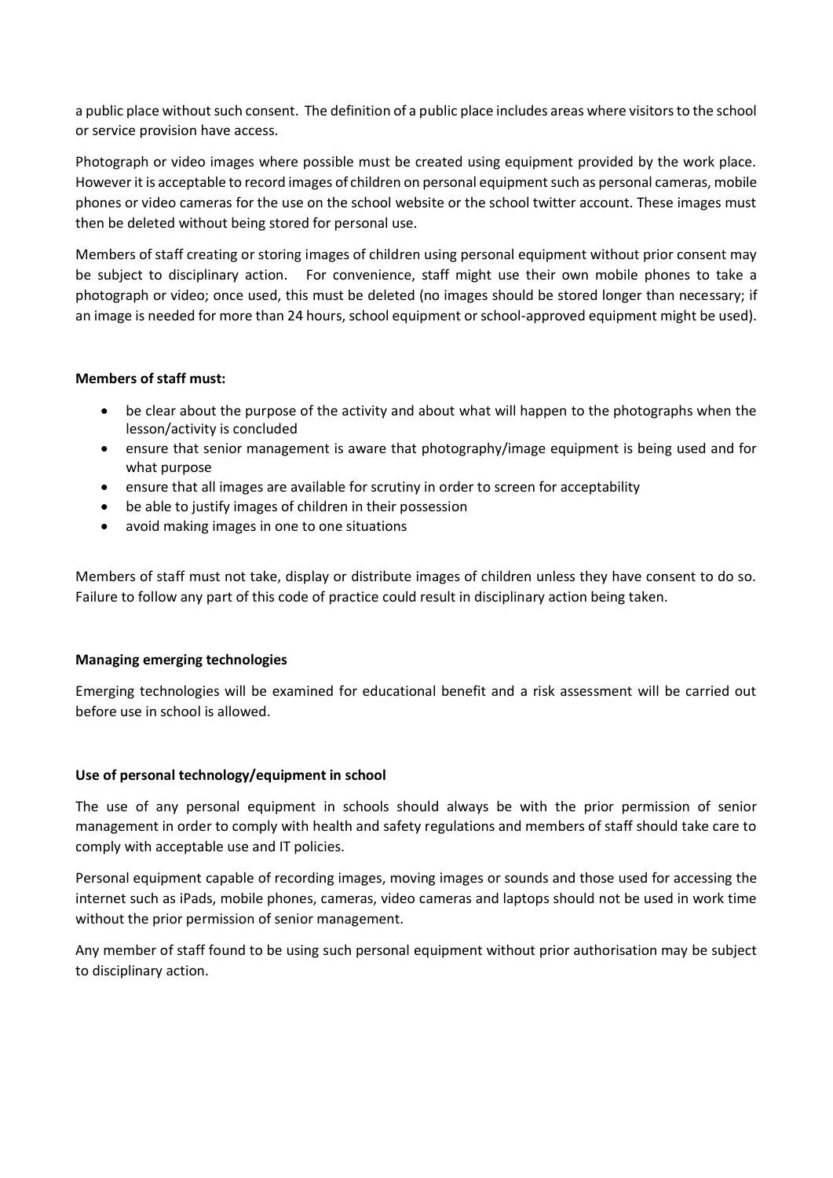a public place without such consent. The definition of a public place includes areas where visitors to the school or service provision have access.

Photograph or video images where possible must be created using equipment provided by the work place. However it is acceptable to record images of children on personal equipment such as personal cameras, mobile phones or video cameras for the use on the school website or the school twitter account. These images must then be deleted without being stored for personal use.

Members of staff creating or storing images of children using personal equipment without prior consent may be subject to disciplinary action. For convenience, staff might use their own mobile phones to take a photograph or video; once used, this must be deleted (no images should be stored longer than necessary; if an image is needed for more than 24 hours, school equipment or school-approved equipment might be used).

**Members of staff must:**

- be clear about the purpose of the activity and about what will happen to the photographs when the lesson/activity is concluded
- ensure that senior management is aware that photography/image equipment is being used and for what purpose
- ensure that all images are available for scrutiny in order to screen for acceptability
- be able to justify images of children in their possession
- avoid making images in one to one situations

Members of staff must not take, display or distribute images of children unless they have consent to do so. Failure to follow any part of this code of practice could result in disciplinary action being taken.

**Managing emerging technologies**

Emerging technologies will be examined for educational benefit and a risk assessment will be carried out before use in school is allowed.

**Use of personal technology/equipment in school**

The use of any personal equipment in schools should always be with the prior permission of senior management in order to comply with health and safety regulations and members of staff should take care to comply with acceptable use and IT policies.

Personal equipment capable of recording images, moving images or sounds and those used for accessing the internet such as iPads, mobile phones, cameras, video cameras and laptops should not be used in work time without the prior permission of senior management.

Any member of staff found to be using such personal equipment without prior authorisation may be subject to disciplinary action.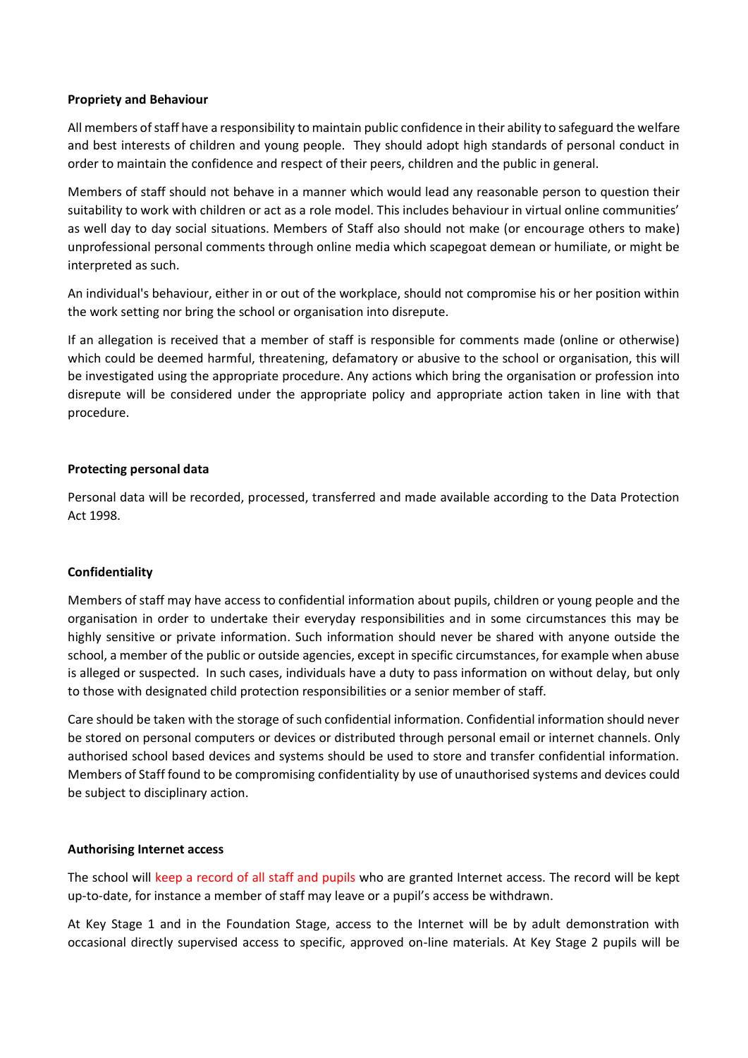**Propriety and Behaviour**

All members of staff have a responsibility to maintain public confidence in their ability to safeguard the welfare and best interests of children and young people. They should adopt high standards of personal conduct in order to maintain the confidence and respect of their peers, children and the public in general.

Members of staff should not behave in a manner which would lead any reasonable person to question their suitability to work with children or act as a role model. This includes behaviour in virtual online communities' as well day to day social situations. Members of Staff also should not make (or encourage others to make) unprofessional personal comments through online media which scapegoat demean or humiliate, or might be interpreted as such.

An individual's behaviour, either in or out of the workplace, should not compromise his or her position within the work setting nor bring the school or organisation into disrepute.

If an allegation is received that a member of staff is responsible for comments made (online or otherwise) which could be deemed harmful, threatening, defamatory or abusive to the school or organisation, this will be investigated using the appropriate procedure. Any actions which bring the organisation or profession into disrepute will be considered under the appropriate policy and appropriate action taken in line with that procedure.

**Protecting personal data**

Personal data will be recorded, processed, transferred and made available according to the Data Protection Act 1998.

**Confidentiality**

Members of staff may have access to confidential information about pupils, children or young people and the organisation in order to undertake their everyday responsibilities and in some circumstances this may be highly sensitive or private information. Such information should never be shared with anyone outside the school, a member of the public or outside agencies, except in specific circumstances, for example when abuse is alleged or suspected. In such cases, individuals have a duty to pass information on without delay, but only to those with designated child protection responsibilities or a senior member of staff.

Care should be taken with the storage of such confidential information. Confidential information should never be stored on personal computers or devices or distributed through personal email or internet channels. Only authorised school based devices and systems should be used to store and transfer confidential information. Members of Staff found to be compromising confidentiality by use of unauthorised systems and devices could be subject to disciplinary action.

**Authorising Internet access**

The school will keep a record of all staff and pupils who are granted Internet access. The record will be kept up-to-date, for instance a member of staff may leave or a pupil's access be withdrawn.

At Key Stage 1 and in the Foundation Stage, access to the Internet will be by adult demonstration with occasional directly supervised access to specific, approved on-line materials. At Key Stage 2 pupils will be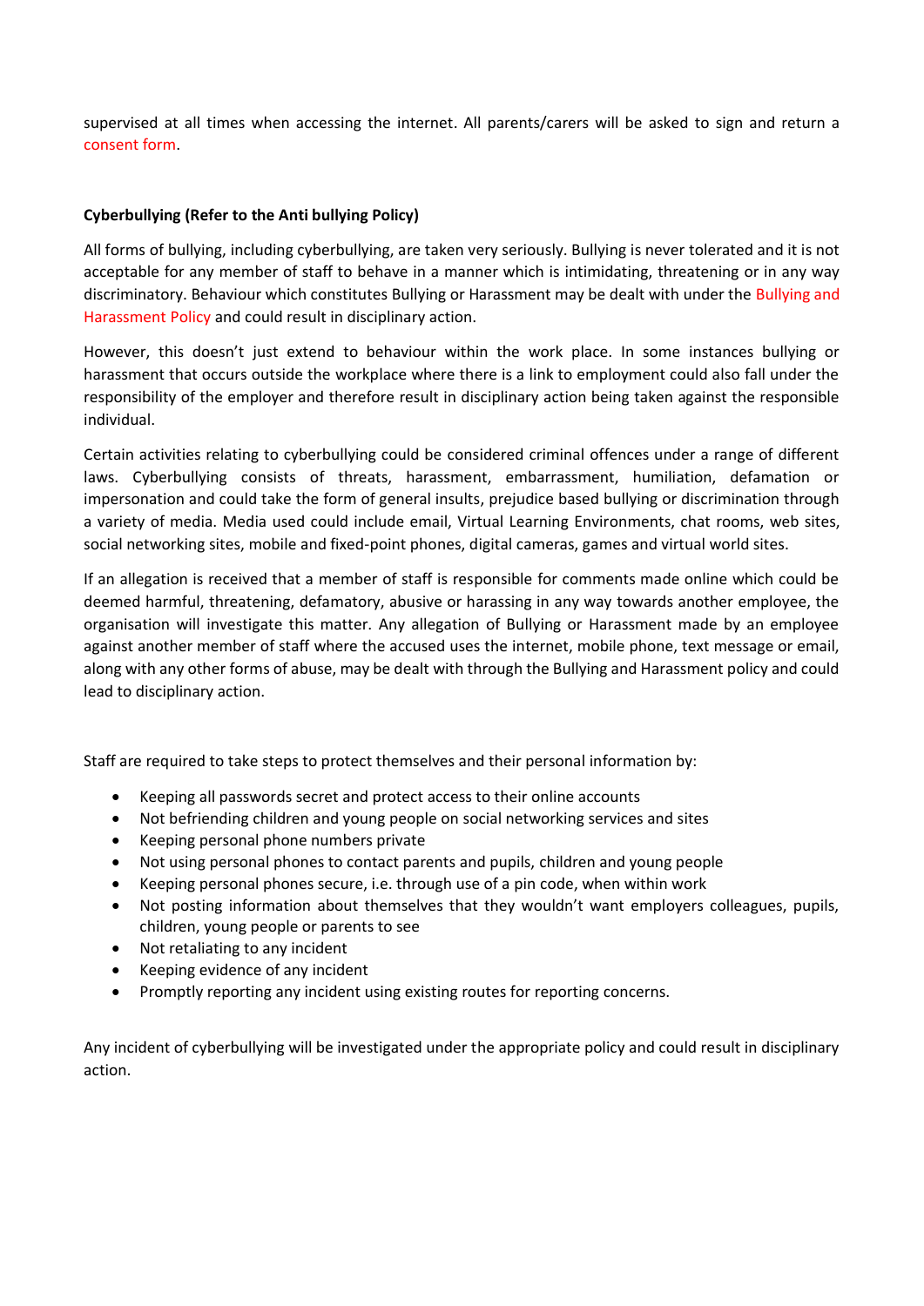supervised at all times when accessing the internet. All parents/carers will be asked to sign and return a consent form.

**Cyberbullying (Refer to the Anti bullying Policy)**

All forms of bullying, including cyberbullying, are taken very seriously. Bullying is never tolerated and it is not acceptable for any member of staff to behave in a manner which is intimidating, threatening or in any way discriminatory. Behaviour which constitutes Bullying or Harassment may be dealt with under the Bullying and Harassment Policy and could result in disciplinary action.

However, this doesn't just extend to behaviour within the work place. In some instances bullying or harassment that occurs outside the workplace where there is a link to employment could also fall under the responsibility of the employer and therefore result in disciplinary action being taken against the responsible individual.

Certain activities relating to cyberbullying could be considered criminal offences under a range of different laws. Cyberbullying consists of threats, harassment, embarrassment, humiliation, defamation or impersonation and could take the form of general insults, prejudice based bullying or discrimination through a variety of media. Media used could include email, Virtual Learning Environments, chat rooms, web sites, social networking sites, mobile and fixed-point phones, digital cameras, games and virtual world sites.

If an allegation is received that a member of staff is responsible for comments made online which could be deemed harmful, threatening, defamatory, abusive or harassing in any way towards another employee, the organisation will investigate this matter. Any allegation of Bullying or Harassment made by an employee against another member of staff where the accused uses the internet, mobile phone, text message or email, along with any other forms of abuse, may be dealt with through the Bullying and Harassment policy and could lead to disciplinary action.

Staff are required to take steps to protect themselves and their personal information by:

- Keeping all passwords secret and protect access to their online accounts
- Not befriending children and young people on social networking services and sites
- Keeping personal phone numbers private
- Not using personal phones to contact parents and pupils, children and young people
- Keeping personal phones secure, i.e. through use of a pin code, when within work
- Not posting information about themselves that they wouldn't want employers colleagues, pupils, children, young people or parents to see
- Not retaliating to any incident
- Keeping evidence of any incident
- Promptly reporting any incident using existing routes for reporting concerns.

Any incident of cyberbullying will be investigated under the appropriate policy and could result in disciplinary action.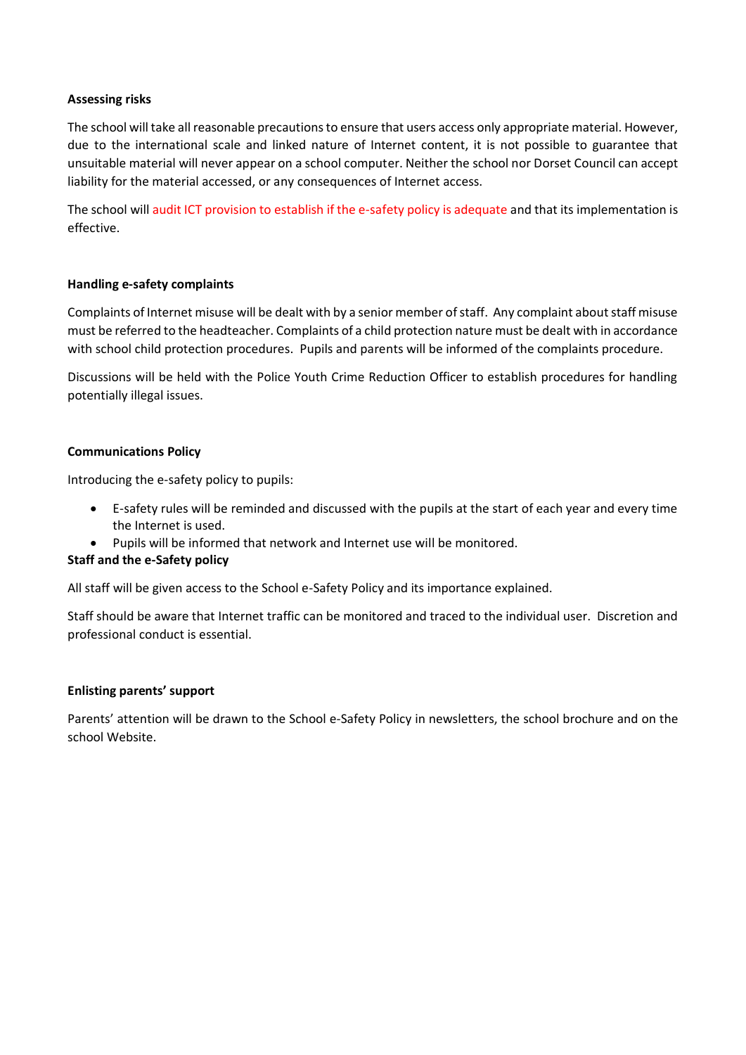**Assessing risks**

The school will take all reasonable precautions to ensure that users access only appropriate material. However, due to the international scale and linked nature of Internet content, it is not possible to guarantee that unsuitable material will never appear on a school computer. Neither the school nor Dorset Council can accept liability for the material accessed, or any consequences of Internet access.

The school will audit ICT provision to establish if the e-safety policy is adequate and that its implementation is effective.

**Handling e-safety complaints**

Complaints of Internet misuse will be dealt with by a senior member of staff. Any complaint about staff misuse must be referred to the headteacher. Complaints of a child protection nature must be dealt with in accordance with school child protection procedures. Pupils and parents will be informed of the complaints procedure.

Discussions will be held with the Police Youth Crime Reduction Officer to establish procedures for handling potentially illegal issues.

**Communications Policy**

Introducing the e-safety policy to pupils:

- E-safety rules will be reminded and discussed with the pupils at the start of each year and every time the Internet is used.
- Pupils will be informed that network and Internet use will be monitored.

**Staff and the e-Safety policy**

All staff will be given access to the School e-Safety Policy and its importance explained.

Staff should be aware that Internet traffic can be monitored and traced to the individual user. Discretion and professional conduct is essential.

**Enlisting parents' support**

Parents' attention will be drawn to the School e-Safety Policy in newsletters, the school brochure and on the school Website.